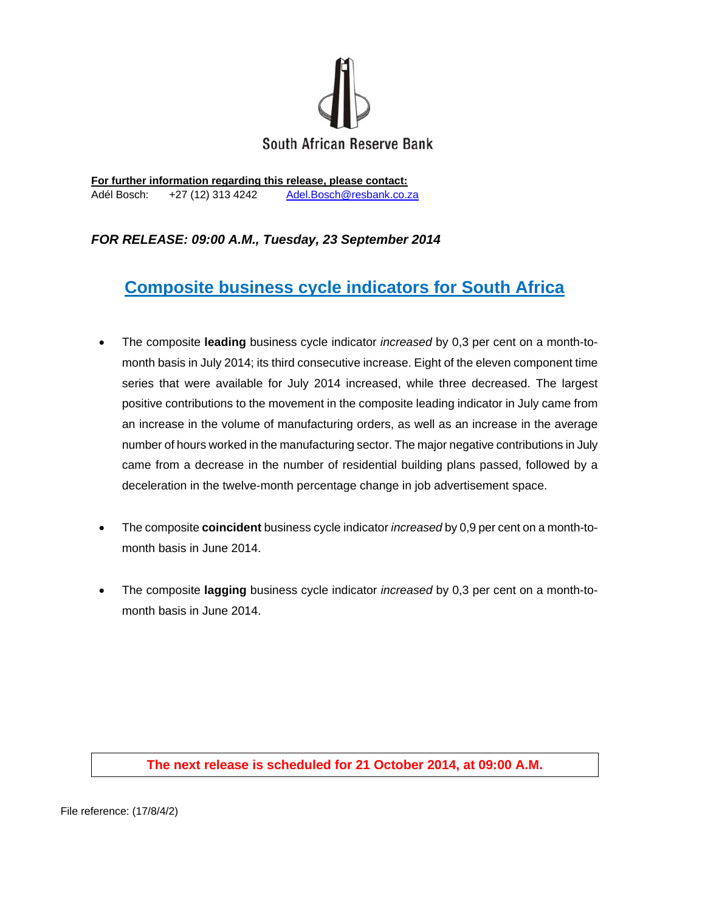South African Reserve Bank

**For further information regarding this release, please contact:**
Adél Bosch: +27 (12) 313 4242 Adel.Bosch@resbank.co.za

***FOR RELEASE: 09:00 A.M., Tuesday, 23 September 2014***

# Composite business cycle indicators for South Africa

- The composite **leading** business cycle indicator *increased* by 0,3 per cent on a month-to-month basis in July 2014; its third consecutive increase. Eight of the eleven component time series that were available for July 2014 increased, while three decreased. The largest positive contributions to the movement in the composite leading indicator in July came from an increase in the volume of manufacturing orders, as well as an increase in the average number of hours worked in the manufacturing sector. The major negative contributions in July came from a decrease in the number of residential building plans passed, followed by a deceleration in the twelve-month percentage change in job advertisement space.

- The composite **coincident** business cycle indicator *increased* by 0,9 per cent on a month-to-month basis in June 2014.

- The composite **lagging** business cycle indicator *increased* by 0,3 per cent on a month-to-month basis in June 2014.

**The next release is scheduled for 21 October 2014, at 09:00 A.M.**

File reference: (17/8/4/2)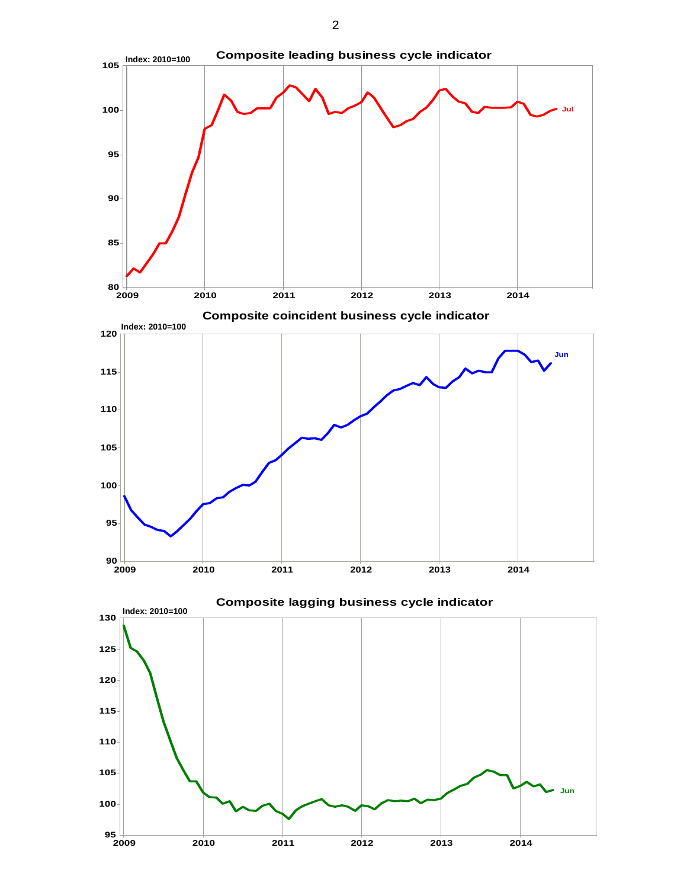## Composite leading business cycle indicator

Index: 2010=100

## Composite coincident business cycle indicator

Index: 2010=100

## Composite lagging business cycle indicator

Index: 2010=100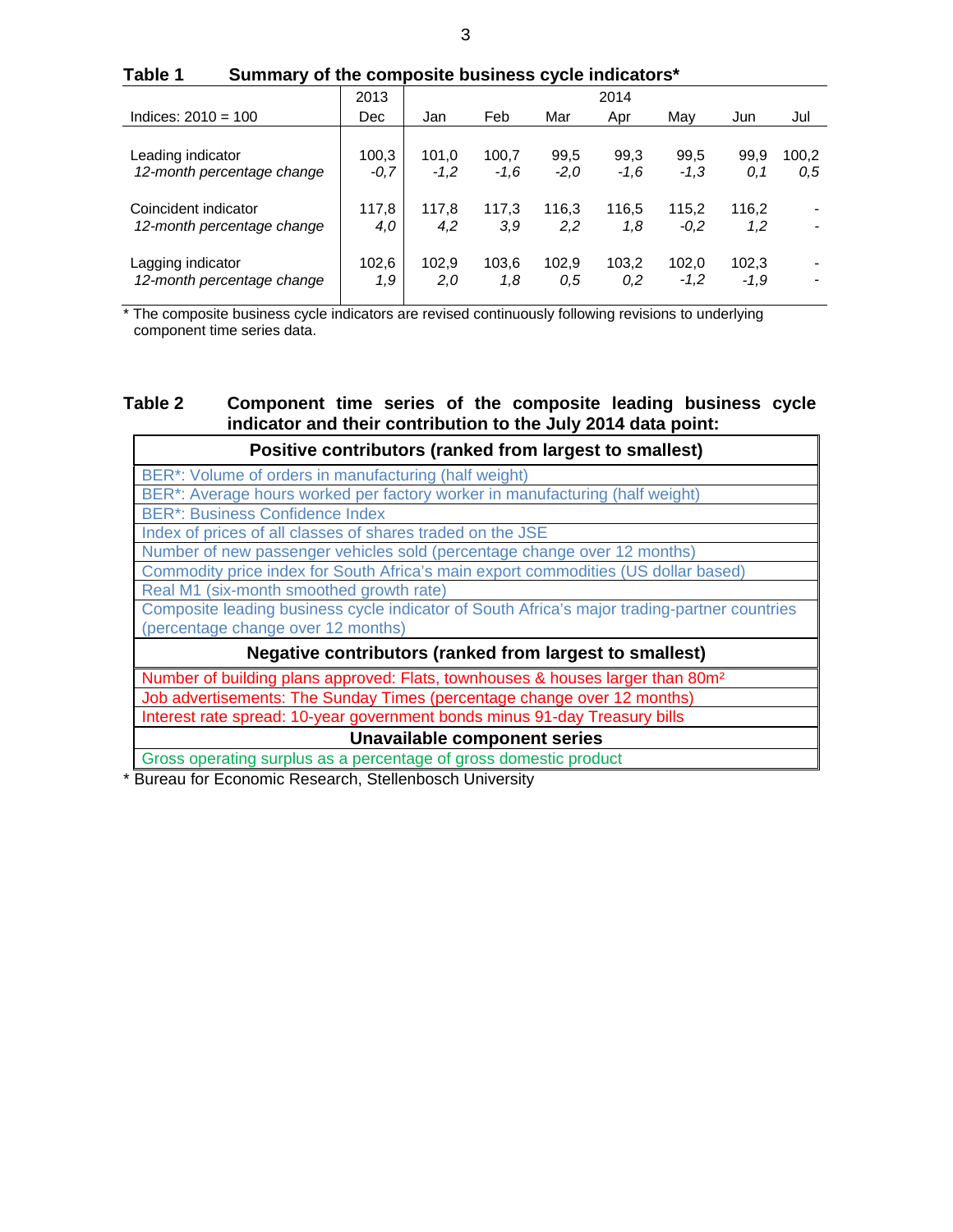**Table 1 Summary of the composite business cycle indicators***

| Indices: 2010 = 100 | 2013 Dec | 2014 Jan | Feb | Mar | Apr | May | Jun | Jul |
|---|---|---|---|---|---|---|---|---|
| Leading indicator | 100,3 | 101,0 | 100,7 | 99,5 | 99,3 | 99,5 | 99,9 | 100,2 |
| *12-month percentage change* | *-0,7* | *-1,2* | *-1,6* | *-2,0* | *-1,6* | *-1,3* | *0,1* | *0,5* |
| Coincident indicator | 117,8 | 117,8 | 117,3 | 116,3 | 116,5 | 115,2 | 116,2 | - |
| *12-month percentage change* | *4,0* | *4,2* | *3,9* | *2,2* | *1,8* | *-0,2* | *1,2* | - |
| Lagging indicator | 102,6 | 102,9 | 103,6 | 102,9 | 103,2 | 102,0 | 102,3 | - |
| *12-month percentage change* | *1,9* | *2,0* | *1,8* | *0,5* | *0,2* | *-1,2* | *-1,9* | - |

* The composite business cycle indicators are revised continuously following revisions to underlying component time series data.

**Table 2 Component time series of the composite leading business cycle indicator and their contribution to the July 2014 data point:**

| Positive contributors (ranked from largest to smallest) |
|---|
| BER*: Volume of orders in manufacturing (half weight) |
| BER*: Average hours worked per factory worker in manufacturing (half weight) |
| BER*: Business Confidence Index |
| Index of prices of all classes of shares traded on the JSE |
| Number of new passenger vehicles sold (percentage change over 12 months) |
| Commodity price index for South Africa's main export commodities (US dollar based) |
| Real M1 (six-month smoothed growth rate) |
| Composite leading business cycle indicator of South Africa's major trading-partner countries (percentage change over 12 months) |
| **Negative contributors (ranked from largest to smallest)** |
| Number of building plans approved: Flats, townhouses & houses larger than 80m² |
| Job advertisements: The Sunday Times (percentage change over 12 months) |
| Interest rate spread: 10-year government bonds minus 91-day Treasury bills |
| **Unavailable component series** |
| Gross operating surplus as a percentage of gross domestic product |

* Bureau for Economic Research, Stellenbosch University